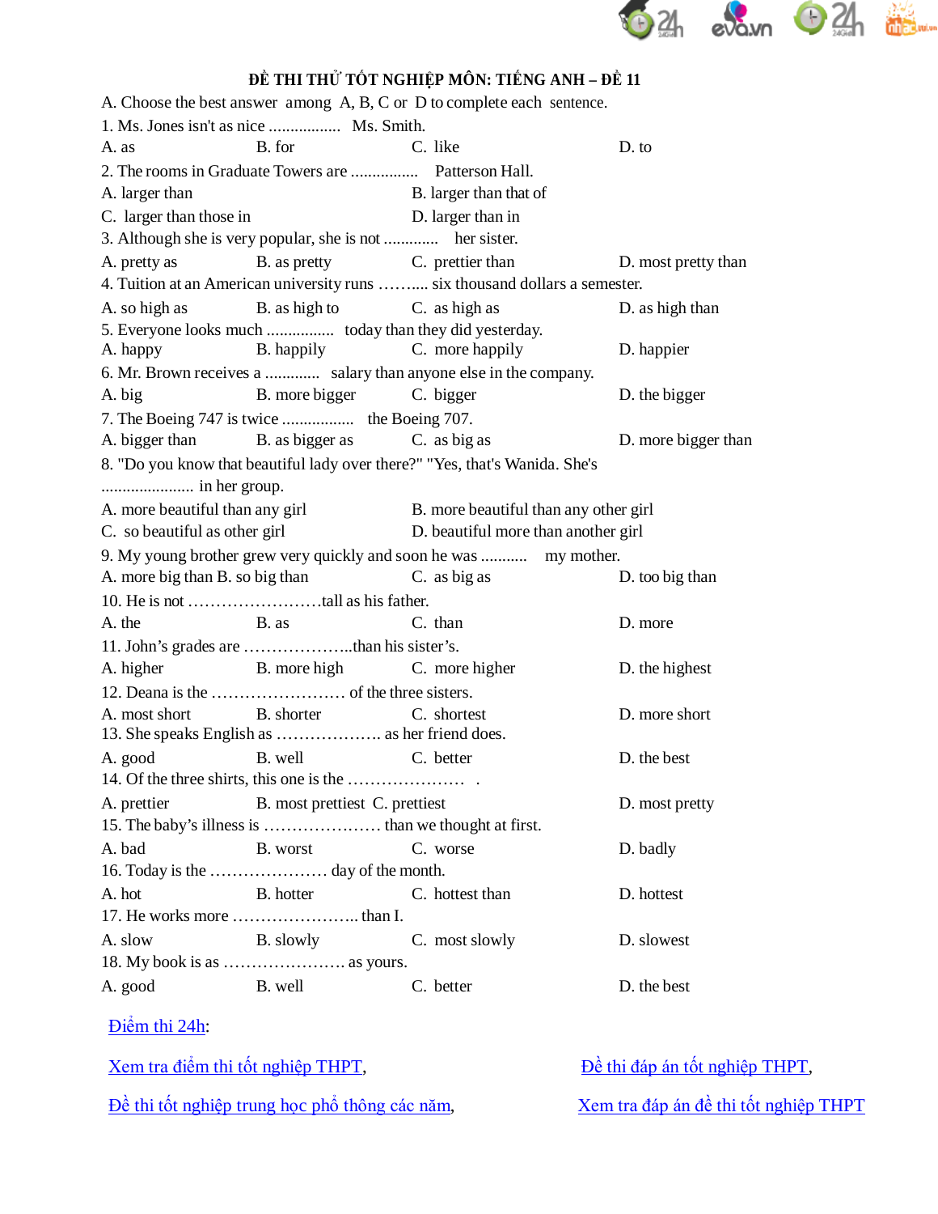# ĐỀ THI THỬ TỐT NGHIỆP MÔN: TIẾNG ANH – ĐỀ 11

A. Choose the best answer among A, B, C or D to complete each sentence.

1. Ms. Jones isn't as nice ................. Ms. Smith.

A. as B. for C. like D. to

2. The rooms in Graduate Towers are ................ Patterson Hall.

A. larger than B. larger than that of

C. larger than those in D. larger than in

3. Although she is very popular, she is not ............ her sister.

A. pretty as B. as pretty C. prettier than D. most pretty than

4. Tuition at an American university runs ……..... six thousand dollars a semester.

A. so high as B. as high to C. as high as D. as high than

5. Everyone looks much ................ today than they did yesterday.

A. happy B. happily C. more happily D. happier

6. Mr. Brown receives a ............ salary than anyone else in the company.

A. big B. more bigger C. bigger D. the bigger

7. The Boeing 747 is twice ................. the Boeing 707.

A. bigger than B. as bigger as C. as big as D. more bigger than

8. "Do you know that beautiful lady over there?" "Yes, that's Wanida. She's ...................... in her group.

A. more beautiful than any girl B. more beautiful than any other girl

C. so beautiful as other girl D. beautiful more than another girl

9. My young brother grew very quickly and soon he was ........... my mother.

A. more big than B. so big than C. as big as D. too big than

10. He is not ……………………tall as his father.

A. the B. as C. than D. more

11. John's grades are ………………..than his sister's.

A. higher B. more high C. more higher D. the highest

12. Deana is the …………………… of the three sisters.

A. most short B. shorter C. shortest D. more short

13. She speaks English as ………………. as her friend does.

A. good B. well C. better D. the best

14. Of the three shirts, this one is the ………………… .

A. prettier B. most prettiest C. prettiest D. most pretty

15. The baby's illness is ………………… than we thought at first.

A. bad B. worst C. worse D. badly

16. Today is the ………………… day of the month.

A. hot B. hotter C. hottest than D. hottest

17. He works more ………………….. than I.

A. slow B. slowly C. most slowly D. slowest

18. My book is as …………………. as yours.

A. good B. well C. better D. the best

Điểm thi 24h:

Xem tra điểm thi tốt nghiệp THPT, Đề thi đáp án tốt nghiệp THPT,

Đề thi tốt nghiệp trung học phổ thông các năm, Xem tra đáp án đề thi tốt nghiệp THPT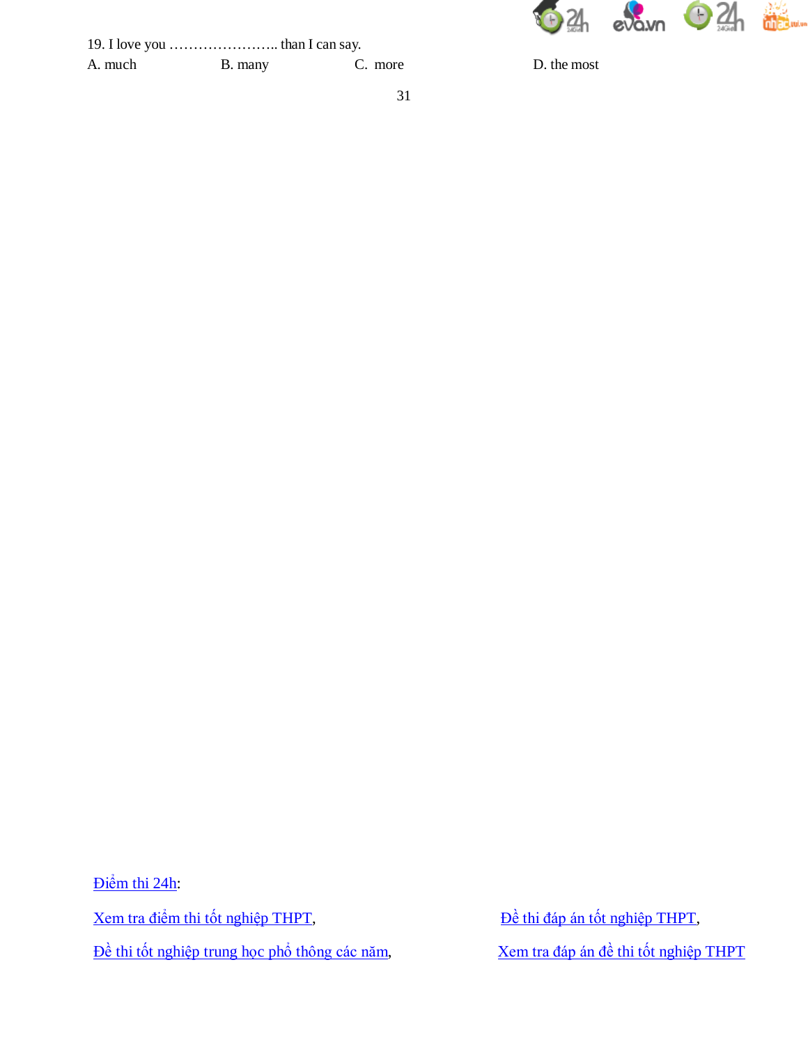19. I love you ………………….. than I can say.

A. much B. many C. more D. the most

Điểm thi 24h:

Xem tra điểm thi tốt nghiệp THPT, Đề thi đáp án tốt nghiệp THPT,

Đề thi tốt nghiệp trung học phổ thông các năm, Xem tra đáp án đề thi tốt nghiệp THPT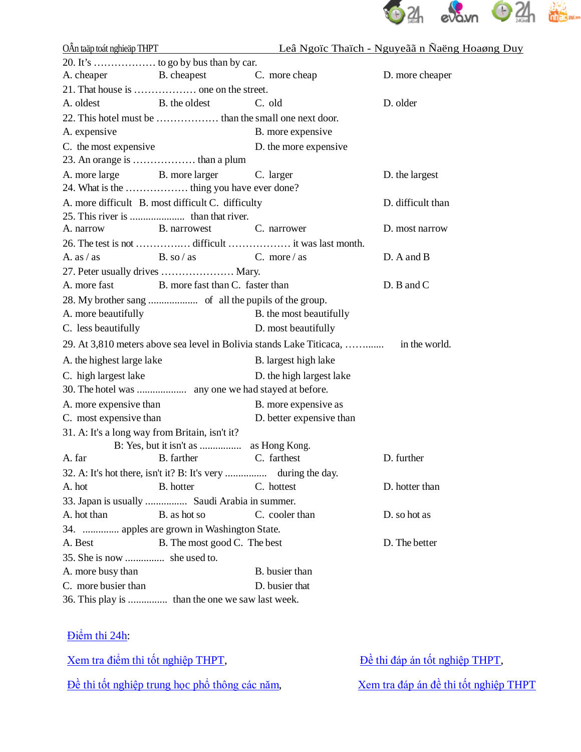20. It's ……………… to go by bus than by car.

A. cheaper B. cheapest C. more cheap D. more cheaper

21. That house is ……………… one on the street.

A. oldest B. the oldest C. old D. older

22. This hotel must be ……………… than the small one next door.

A. expensive B. more expensive

C. the most expensive D. the more expensive

23. An orange is ……………… than a plum

A. more large B. more larger C. larger D. the largest

24. What is the ……………… thing you have ever done?

A. more difficult B. most difficult C. difficulty D. difficult than

25. This river is .................... than that river.

A. narrow B. narrowest C. narrower D. most narrow

26. The test is not ……………. difficult ……………… it was last month.

A. as / as B. so / as C. more / as D. A and B

27. Peter usually drives ………………… Mary.

A. more fast B. more fast than C. faster than D. B and C

28. My brother sang .................. of all the pupils of the group.

A. more beautifully B. the most beautifully

C. less beautifully D. most beautifully

29. At 3,810 meters above sea level in Bolivia stands Lake Titicaca, ……....... in the world.

A. the highest large lake B. largest high lake

C. high largest lake D. the high largest lake

30. The hotel was .................. any one we had stayed at before.

A. more expensive than B. more expensive as

C. most expensive than D. better expensive than

31. A: It's a long way from Britain, isn't it?

B: Yes, but it isn't as ................ as Hong Kong.

A. far B. farther C. farthest D. further

32. A: It's hot there, isn't it? B: It's very ................ during the day.

A. hot B. hotter C. hottest D. hotter than

33. Japan is usually ................ Saudi Arabia in summer.

A. hot than B. as hot so C. cooler than D. so hot as

34. .............. apples are grown in Washington State.

A. Best B. The most good C. The best D. The better

35. She is now ............... she used to.

A. more busy than B. busier than

C. more busier than D. busier that

36. This play is ............... than the one we saw last week.

Điểm thi 24h:

Xem tra điểm thi tốt nghiệp THPT, Đề thi đáp án tốt nghiệp THPT,

Đề thi tốt nghiệp trung học phổ thông các năm, Xem tra đáp án đề thi tốt nghiệp THPT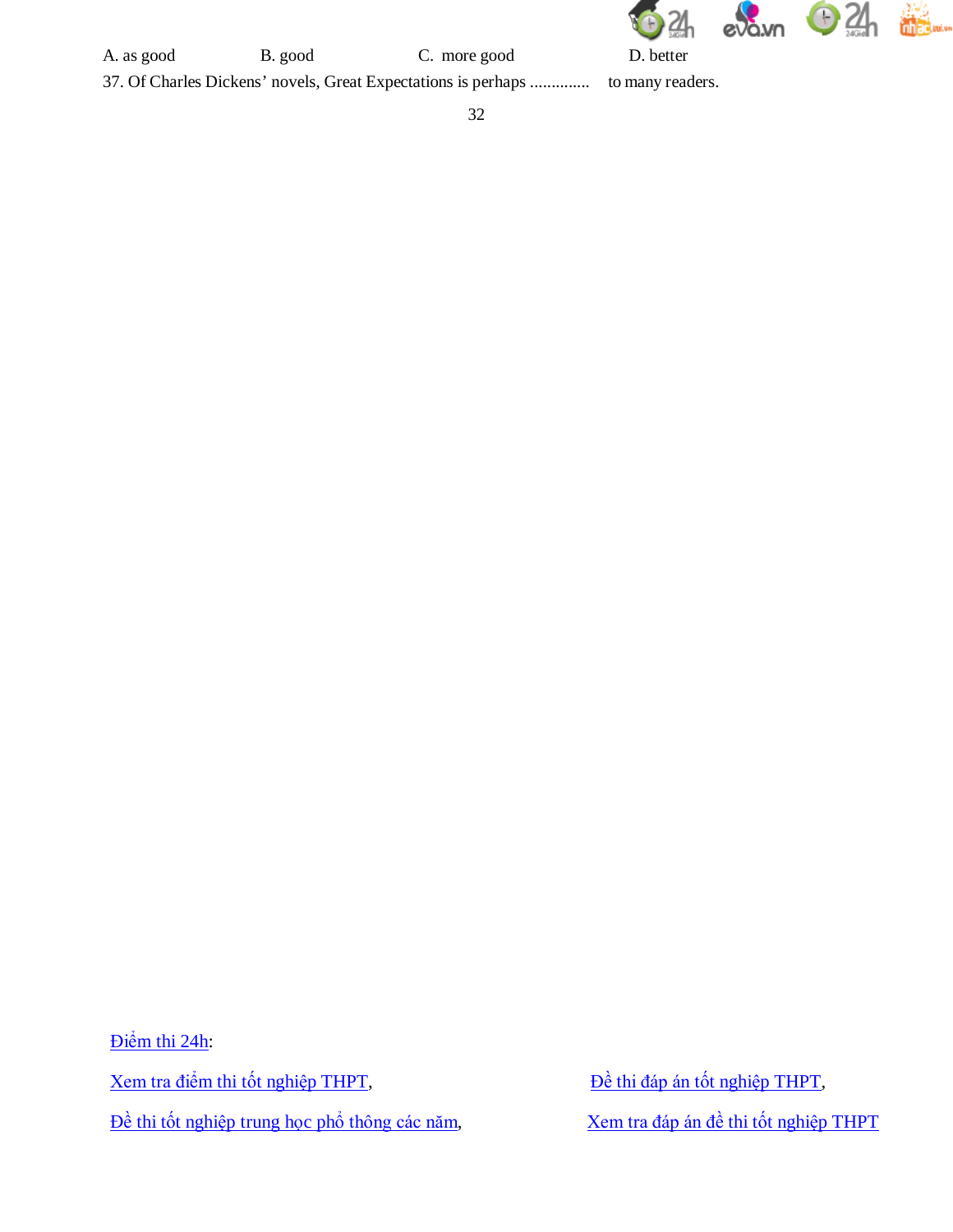A. as good B. good C. more good D. better

37. Of Charles Dickens' novels, Great Expectations is perhaps .............. to many readers.

Điểm thi 24h:

Xem tra điểm thi tốt nghiệp THPT, Đề thi đáp án tốt nghiệp THPT,

Đề thi tốt nghiệp trung học phổ thông các năm, Xem tra đáp án đề thi tốt nghiệp THPT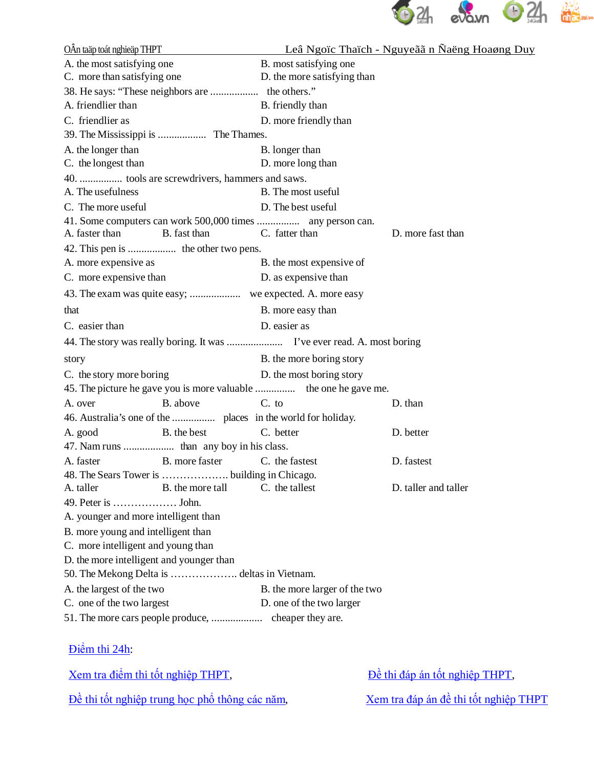A. the most satisfying one  B. most satisfying one
C. more than satisfying one  D. the more satisfying than

38. He says: "These neighbors are .................. the others."
A. friendlier than  B. friendly than
C. friendlier as  D. more friendly than

39. The Mississippi is .................. The Thames.
A. the longer than  B. longer than
C. the longest than  D. more long than

40. ................ tools are screwdrivers, hammers and saws.
A. The usefulness  B. The most useful
C. The more useful  D. The best useful

41. Some computers can work 500,000 times ................ any person can.
A. faster than  B. fast than  C. fatter than  D. more fast than

42. This pen is .................. the other two pens.
A. more expensive as  B. the most expensive of
C. more expensive than  D. as expensive than

43. The exam was quite easy; ................... we expected.
A. more easy that  B. more easy than
C. easier than  D. easier as

44. The story was really boring. It was ..................... I've ever read.
A. most boring story  B. the more boring story
C. the story more boring  D. the most boring story

45. The picture he gave you is more valuable ............... the one he gave me.
A. over  B. above  C. to  D. than

46. Australia's one of the ................ places in the world for holiday.
A. good  B. the best  C. better  D. better

47. Nam runs ................... than any boy in his class.
A. faster  B. more faster  C. the fastest  D. fastest

48. The Sears Tower is ………………. building in Chicago.
A. taller  B. the more tall  C. the tallest  D. taller and taller

49. Peter is ……………… John.
A. younger and more intelligent than
B. more young and intelligent than
C. more intelligent and young than
D. the more intelligent and younger than

50. The Mekong Delta is ………………. deltas in Vietnam.
A. the largest of the two  B. the more larger of the two
C. one of the two largest  D. one of the two larger

51. The more cars people produce, ................... cheaper they are.

Điểm thi 24h:

Xem tra điểm thi tốt nghiệp THPT, Đề thi đáp án tốt nghiệp THPT,

Đề thi tốt nghiệp trung học phổ thông các năm, Xem tra đáp án đề thi tốt nghiệp THPT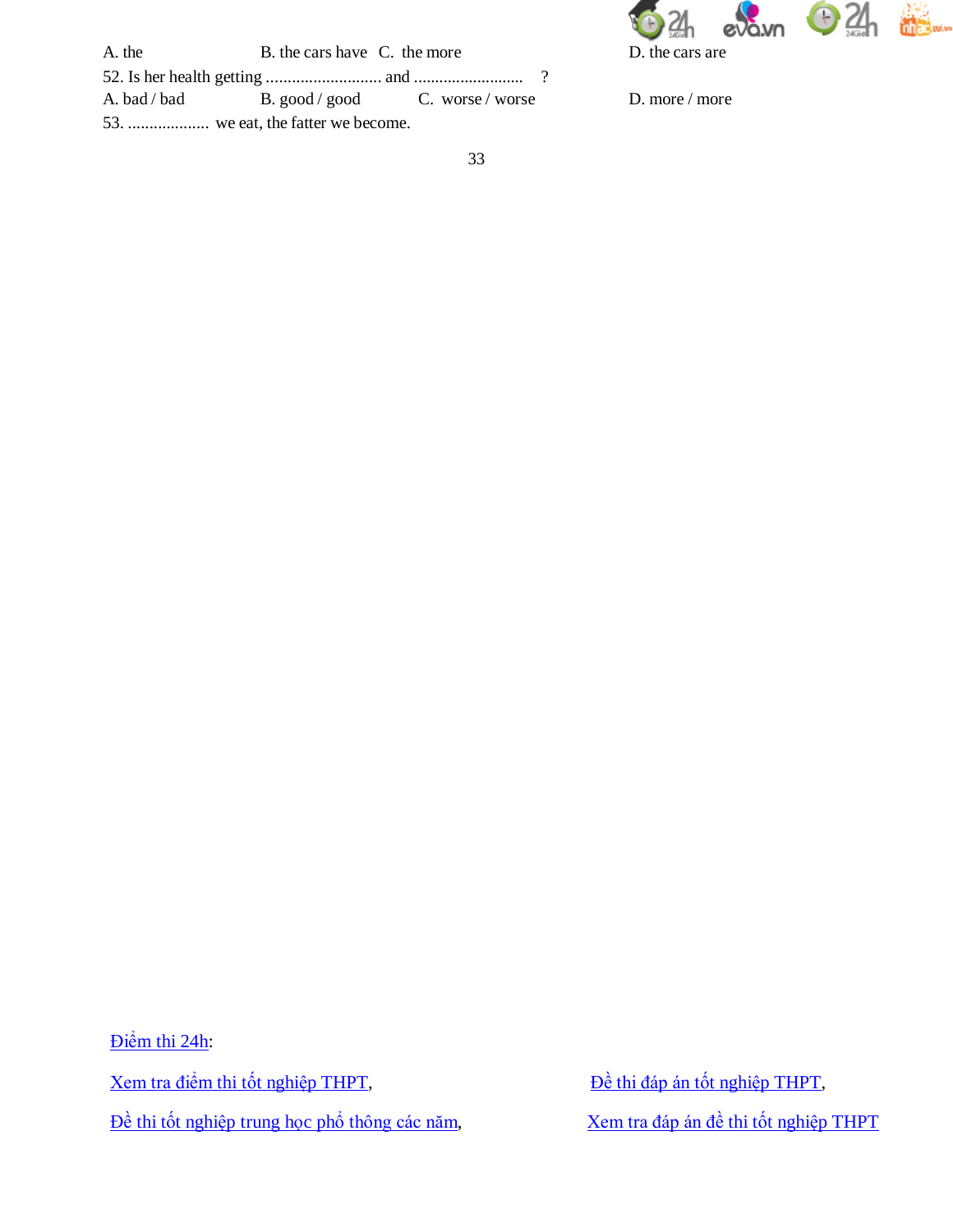A. the B. the cars have C. the more D. the cars are

52. Is her health getting .......................... and .......................... ?

A. bad / bad B. good / good C. worse / worse D. more / more

53. .................. we eat, the fatter we become.

Điểm thi 24h:

Xem tra điểm thi tốt nghiệp THPT, Đề thi đáp án tốt nghiệp THPT,

Đề thi tốt nghiệp trung học phổ thông các năm, Xem tra đáp án đề thi tốt nghiệp THPT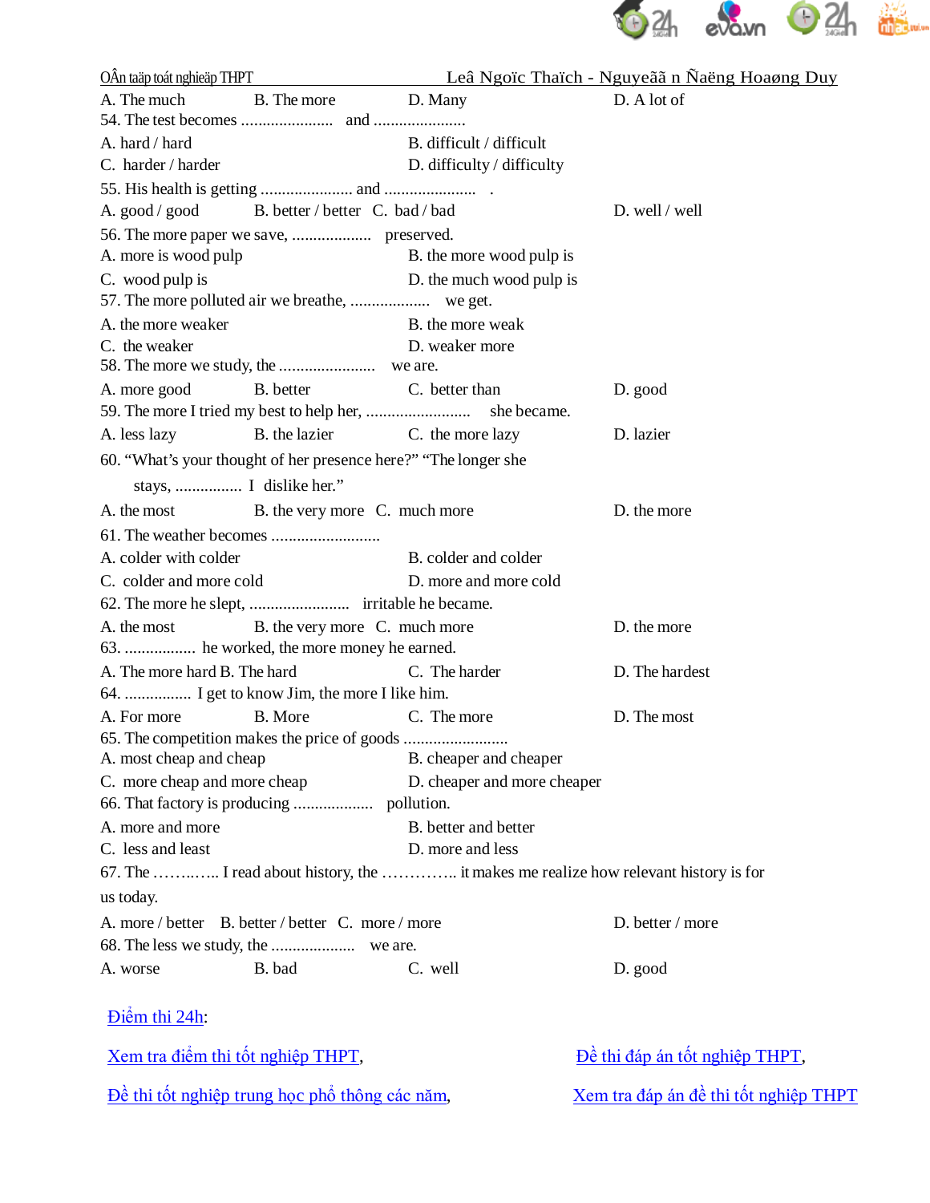A. The much B. The more D. Many D. A lot of

54. The test becomes ...................... and ......................

A. hard / hard B. difficult / difficult

C. harder / harder D. difficulty / difficulty

55. His health is getting ...................... and ...................... .

A. good / good B. better / better C. bad / bad D. well / well

56. The more paper we save, ................... preserved.

A. more is wood pulp B. the more wood pulp is

C. wood pulp is D. the much wood pulp is

57. The more polluted air we breathe, ................... we get.

A. the more weaker B. the more weak

C. the weaker D. weaker more

58. The more we study, the ....................... we are.

A. more good B. better C. better than D. good

59. The more I tried my best to help her, ......................... she became.

A. less lazy B. the lazier C. the more lazy D. lazier

60. "What's your thought of her presence here?" "The longer she stays, ................ I dislike her."

A. the most B. the very more C. much more D. the more

61. The weather becomes ..........................

A. colder with colder B. colder and colder

C. colder and more cold D. more and more cold

62. The more he slept, ........................ irritable he became.

A. the most B. the very more C. much more D. the more

63. ................. he worked, the more money he earned.

A. The more hard B. The hard C. The harder D. The hardest

64. ................ I get to know Jim, the more I like him.

A. For more B. More C. The more D. The most

65. The competition makes the price of goods .........................

A. most cheap and cheap B. cheaper and cheaper

C. more cheap and more cheap D. cheaper and more cheaper

66. That factory is producing .................. pollution.

A. more and more B. better and better

C. less and least D. more and less

67. The ………..… I read about history, the ………….. it makes me realize how relevant history is for us today.

A. more / better B. better / better C. more / more D. better / more

68. The less we study, the .................... we are.

A. worse B. bad C. well D. good

Điểm thi 24h:

Xem tra điểm thi tốt nghiệp THPT, Đề thi đáp án tốt nghiệp THPT,

Đề thi tốt nghiệp trung học phổ thông các năm, Xem tra đáp án đề thi tốt nghiệp THPT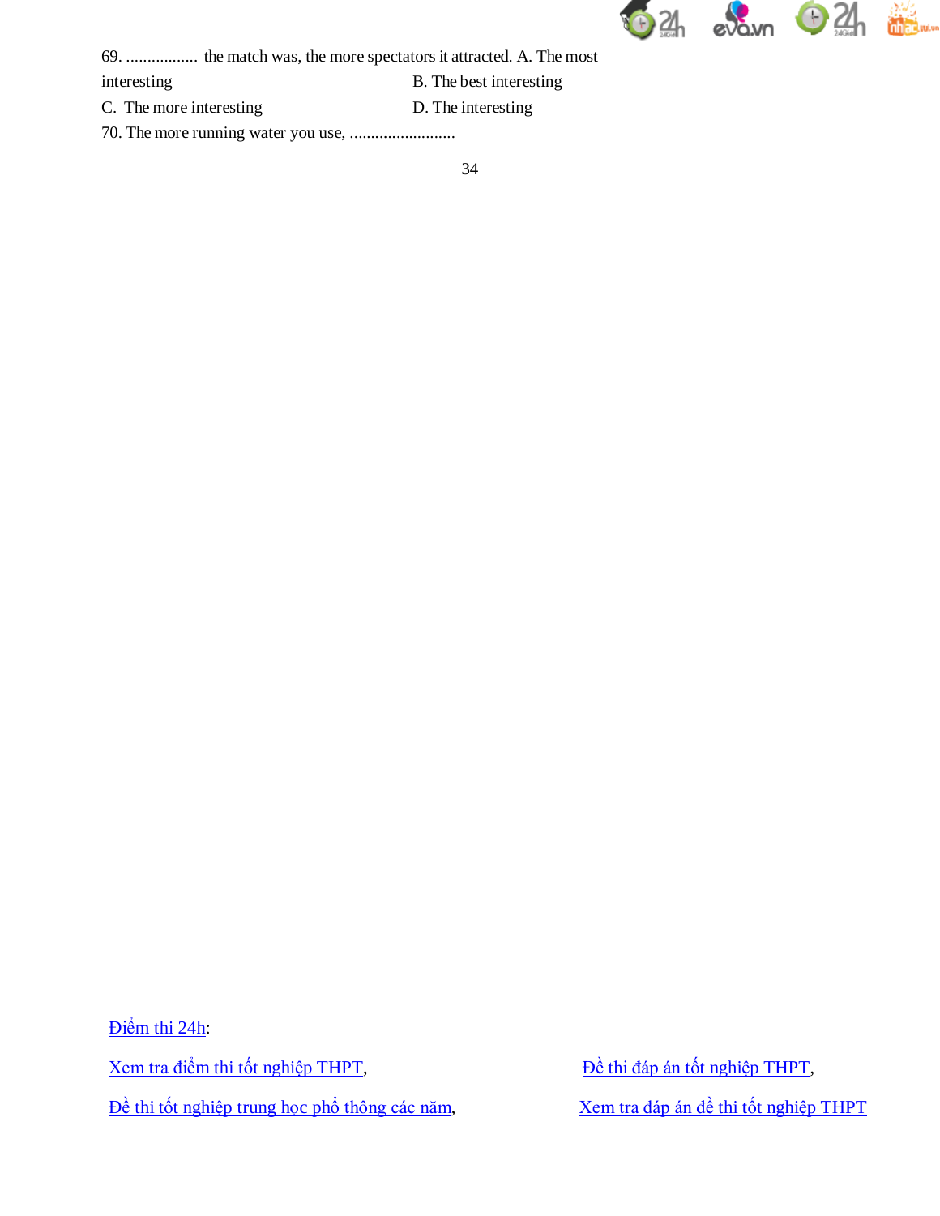69. ................. the match was, the more spectators it attracted. A. The most interesting

B. The best interesting

C. The more interesting

D. The interesting

70. The more running water you use, .........................

Điểm thi 24h:

Xem tra điểm thi tốt nghiệp THPT,

Đề thi đáp án tốt nghiệp THPT,

Đề thi tốt nghiệp trung học phổ thông các năm,

Xem tra đáp án đề thi tốt nghiệp THPT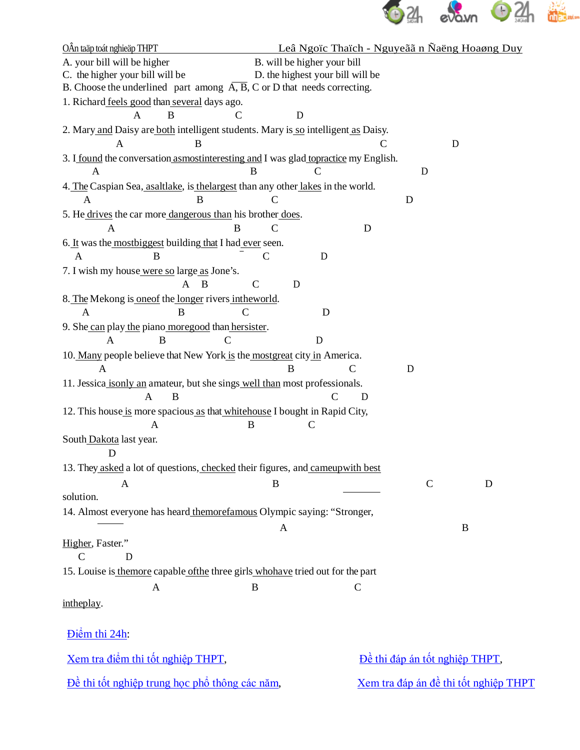A. your bill will be higher B. will be higher your bill

C. the higher your bill will be D. the highest your bill will be

B. Choose the underlined part among A, B, C or D that needs correcting.

1. Richard feels good than several days ago.

A B C D

2. Mary and Daisy are both intelligent students. Mary is so intelligent as Daisy.

A B C D

3. I found the conversation asmostinteresting and I was glad topractice my English.

A B C D

4. The Caspian Sea, asaltlake, is thelargest than any other lakes in the world.

A B C D

5. He drives the car more dangerous than his brother does.

A B C D

6. It was the mostbiggest building that I had ever seen.

A B C D

7. I wish my house were so large as Jone's.

A B C D

8. The Mekong is oneof the longer rivers intheworld.

A B C D

9. She can play the piano moregood than hersister.

A B C D

10. Many people believe that New York is the mostgreat city in America.

A B C D

11. Jessica isonly an amateur, but she sings well than most professionals.

A B C D

12. This house is more spacious as that whitehouse I bought in Rapid City, South Dakota last year.

A B C D

13. They asked a lot of questions, checked their figures, and cameupwith best solution.

A B C D

14. Almost everyone has heard themorefamous Olympic saying: "Stronger, Higher, Faster."

A B C D

15. Louise is themore capable ofthe three girls whohave tried out for the part intheplay.

A B C D

Điểm thi 24h:

Xem tra điểm thi tốt nghiệp THPT, Đề thi đáp án tốt nghiệp THPT,

Đề thi tốt nghiệp trung học phổ thông các năm, Xem tra đáp án đề thi tốt nghiệp THPT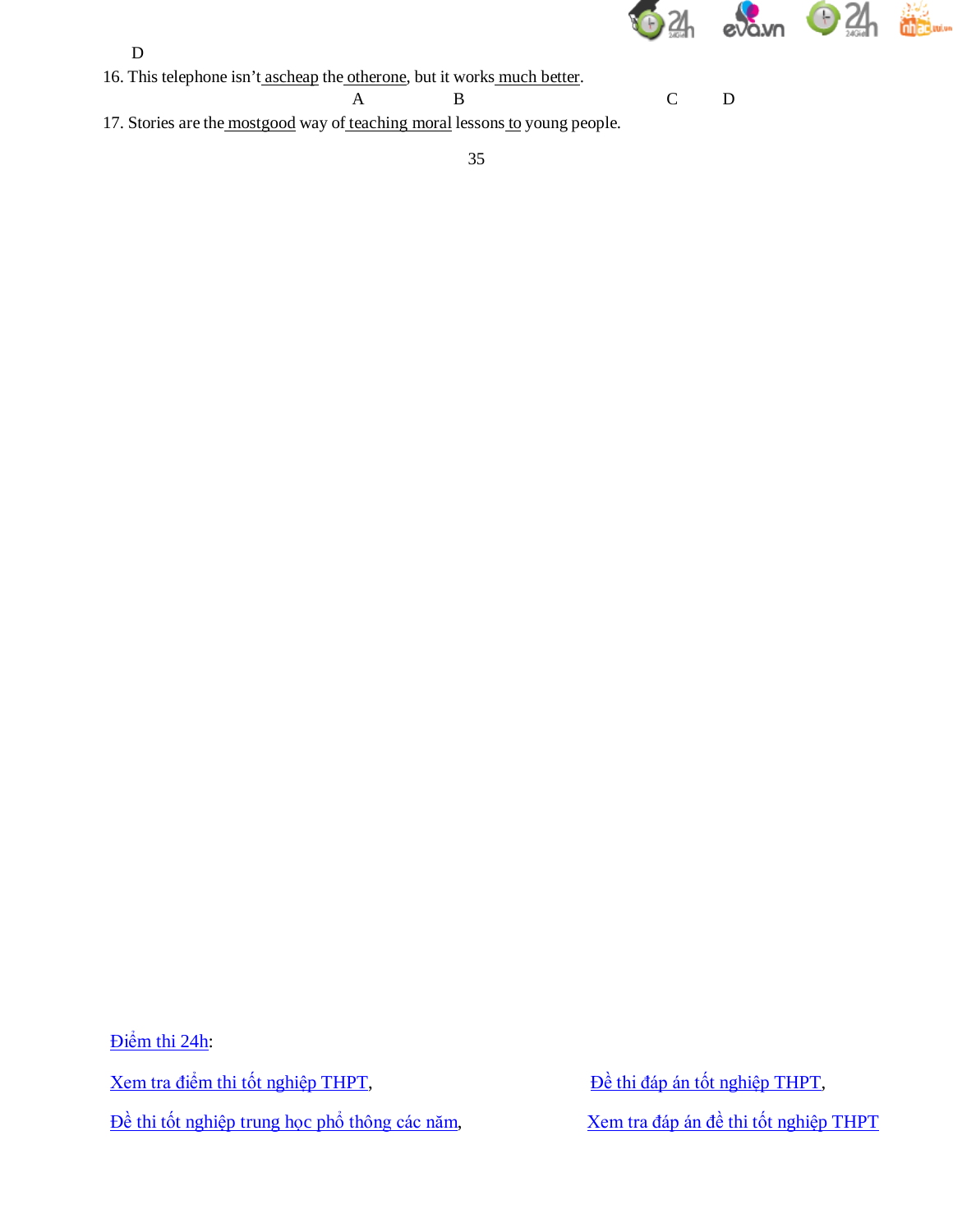D

16. This telephone isn't <u>ascheap</u> the <u>otherone</u>, but it works <u>much better</u>.

A B C D

17. Stories are the <u>mostgood</u> way of <u>teaching moral</u> lessons <u>to</u> young people.

35

Điểm thi 24h:

Xem tra điểm thi tốt nghiệp THPT, Đề thi đáp án tốt nghiệp THPT,

Đề thi tốt nghiệp trung học phổ thông các năm, Xem tra đáp án đề thi tốt nghiệp THPT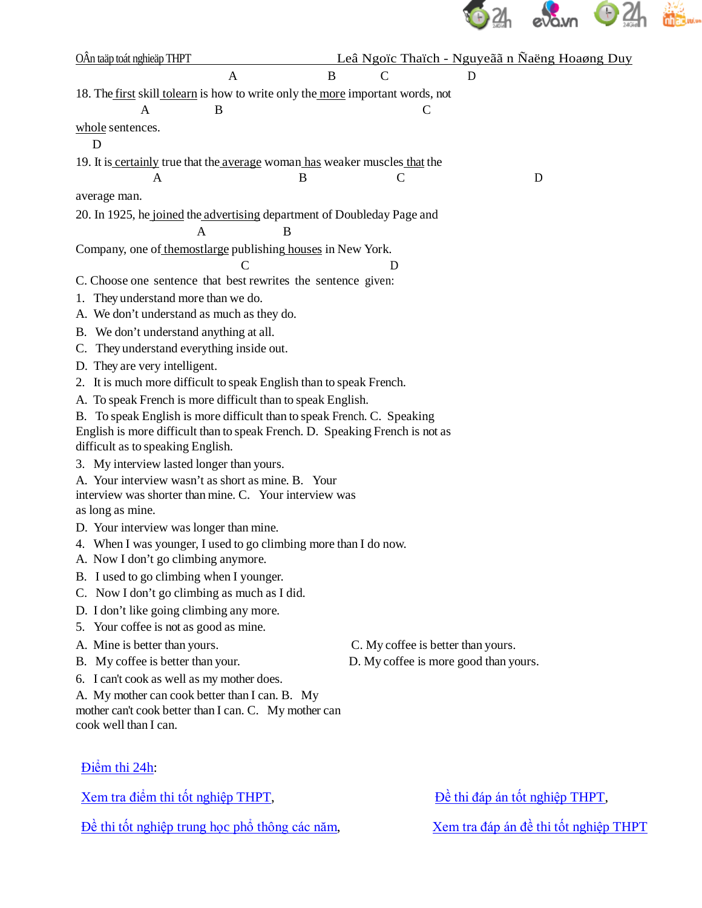A B C D

18. The first skill tolearn is how to write only the more important words, not

A B C

whole sentences.

D

19. It is certainly true that the average woman has weaker muscles that the

A B C D

average man.

20. In 1925, he joined the advertising department of Doubleday Page and

A B

Company, one of themostlarge publishing houses in New York.

C D

C. Choose one sentence that best rewrites the sentence given:

1. They understand more than we do.
A. We don't understand as much as they do.
B. We don't understand anything at all.
C. They understand everything inside out.
D. They are very intelligent.

2. It is much more difficult to speak English than to speak French.
A. To speak French is more difficult than to speak English.
B. To speak English is more difficult than to speak French. C. Speaking English is more difficult than to speak French. D. Speaking French is not as difficult as to speaking English.

3. My interview lasted longer than yours.
A. Your interview wasn't as short as mine. B. Your interview was shorter than mine. C. Your interview was as long as mine.
D. Your interview was longer than mine.

4. When I was younger, I used to go climbing more than I do now.
A. Now I don't go climbing anymore.
B. I used to go climbing when I younger.
C. Now I don't go climbing as much as I did.
D. I don't like going climbing any more.

5. Your coffee is not as good as mine.
A. Mine is better than yours.
B. My coffee is better than your.
C. My coffee is better than yours.
D. My coffee is more good than yours.

6. I can't cook as well as my mother does.
A. My mother can cook better than I can. B. My mother can't cook better than I can. C. My mother can cook well than I can.

Điểm thi 24h:

Xem tra điểm thi tốt nghiệp THPT, Đề thi đáp án tốt nghiệp THPT,

Đề thi tốt nghiệp trung học phổ thông các năm, Xem tra đáp án đề thi tốt nghiệp THPT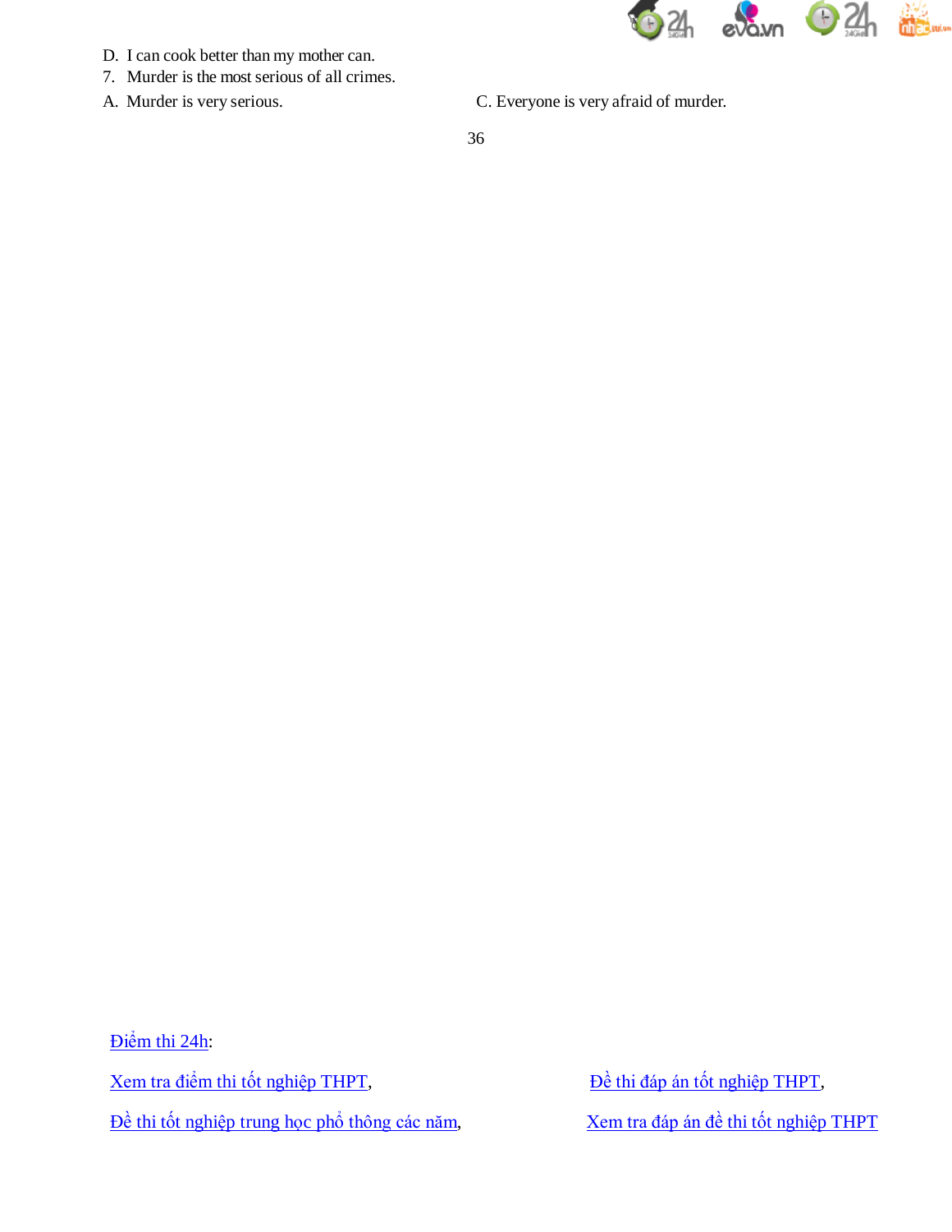D. I can cook better than my mother can.

7. Murder is the most serious of all crimes.

A. Murder is very serious.

C. Everyone is very afraid of murder.

Điểm thi 24h:

Xem tra điểm thi tốt nghiệp THPT,

Đề thi đáp án tốt nghiệp THPT,

Đề thi tốt nghiệp trung học phổ thông các năm,

Xem tra đáp án đề thi tốt nghiệp THPT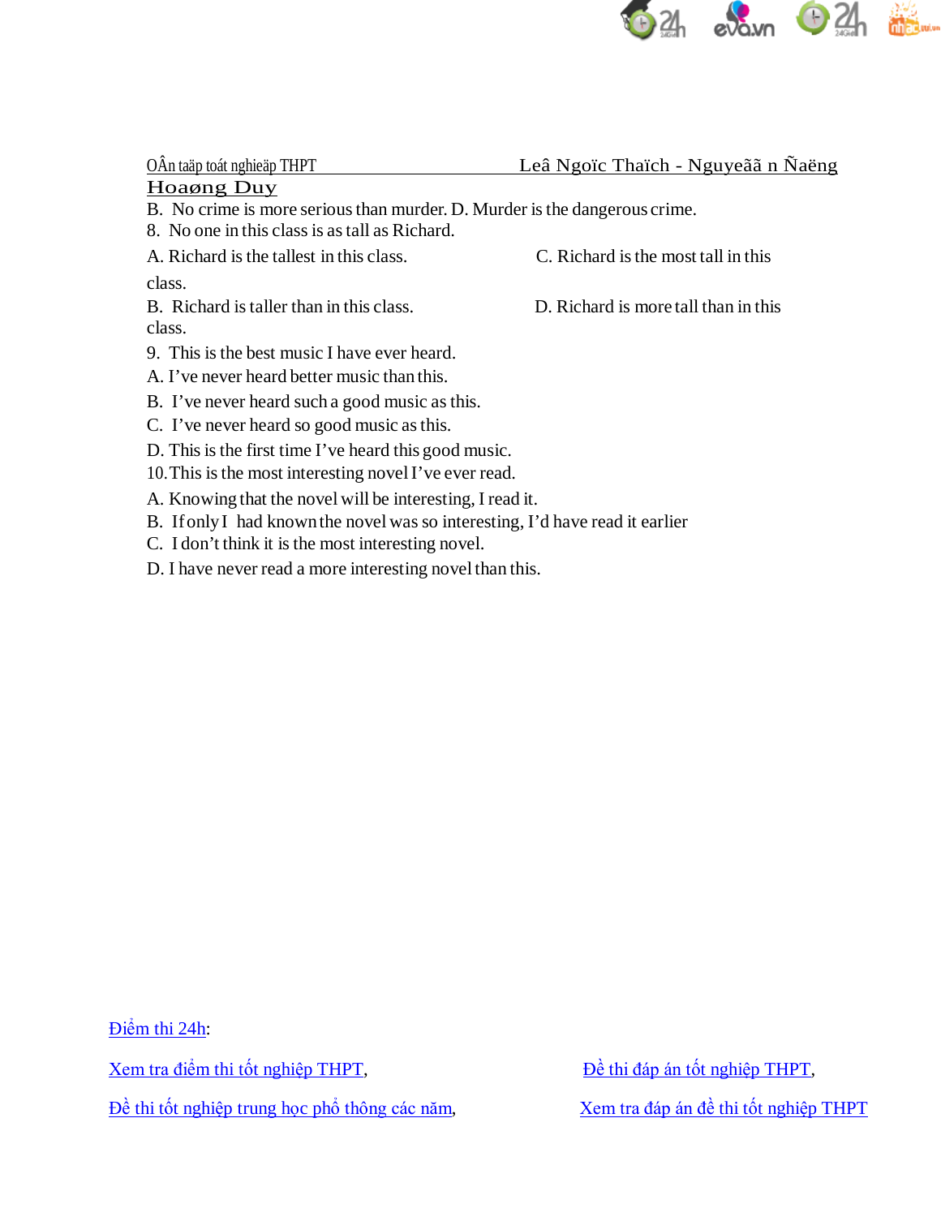B. No crime is more serious than murder. D. Murder is the dangerous crime.

8. No one in this class is as tall as Richard.

A. Richard is the tallest in this class.

C. Richard is the most tall in this class.

B. Richard is taller than in this class.

D. Richard is more tall than in this class.

9. This is the best music I have ever heard.

A. I've never heard better music than this.

B. I've never heard such a good music as this.

C. I've never heard so good music as this.

D. This is the first time I've heard this good music.

10. This is the most interesting novel I've ever read.

A. Knowing that the novel will be interesting, I read it.

B. If only I had known the novel was so interesting, I'd have read it earlier

C. I don't think it is the most interesting novel.

D. I have never read a more interesting novel than this.

[Điểm thi 24h]:

[Xem tra điểm thi tốt nghiệp THPT], [Đề thi đáp án tốt nghiệp THPT],

[Đề thi tốt nghiệp trung học phổ thông các năm], [Xem tra đáp án đề thi tốt nghiệp THPT]